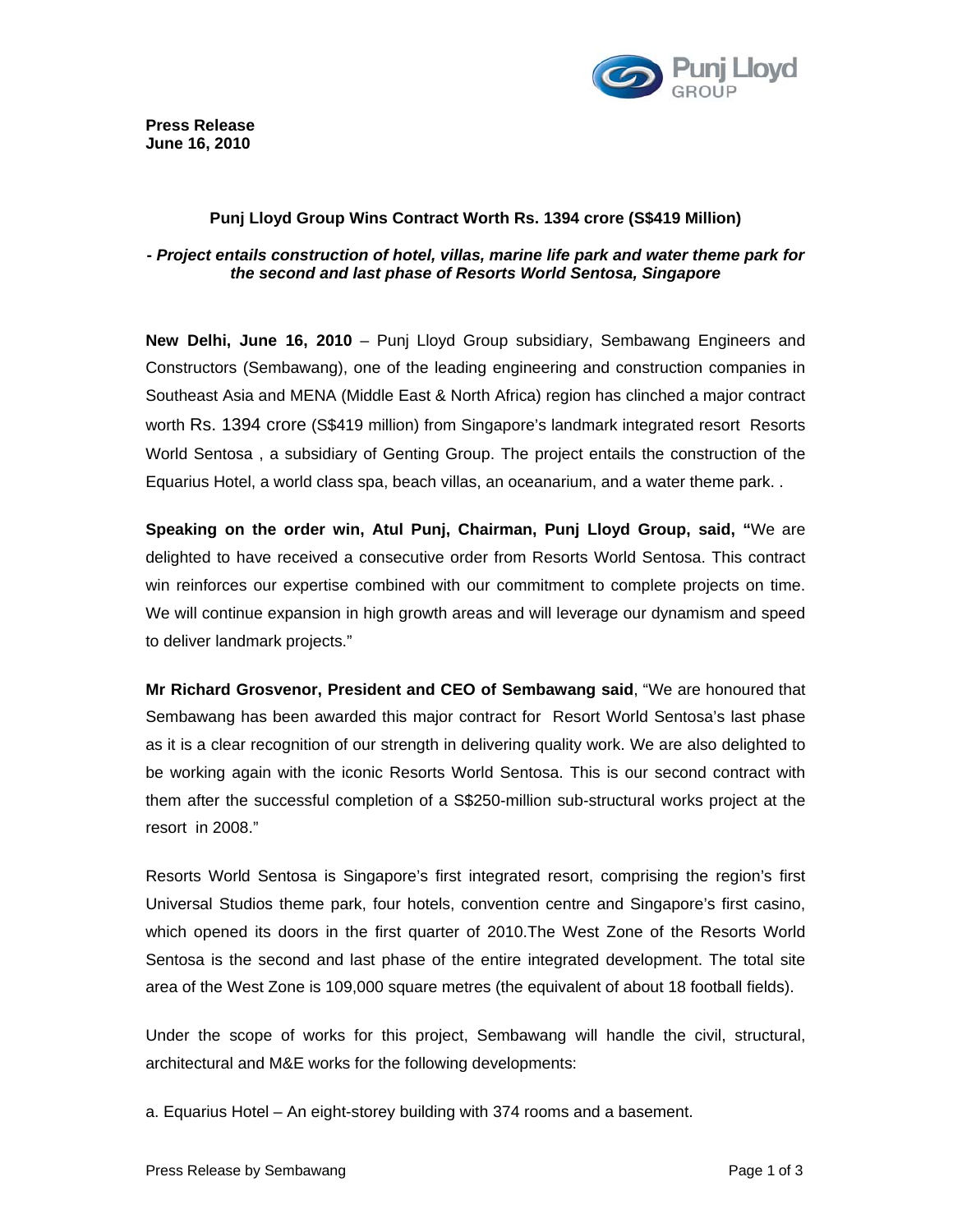**Press Release**
**June 16, 2010**

### Punj Lloyd Group Wins Contract Worth Rs. 1394 crore (S$419 Million)

***- Project entails construction of hotel, villas, marine life park and water theme park for the second and last phase of Resorts World Sentosa, Singapore***

**New Delhi, June 16, 2010** – Punj Lloyd Group subsidiary, Sembawang Engineers and Constructors (Sembawang), one of the leading engineering and construction companies in Southeast Asia and MENA (Middle East & North Africa) region has clinched a major contract worth Rs. 1394 crore (S$419 million) from Singapore's landmark integrated resort Resorts World Sentosa , a subsidiary of Genting Group. The project entails the construction of the Equarius Hotel, a world class spa, beach villas, an oceanarium, and a water theme park. .

**Speaking on the order win, Atul Punj, Chairman, Punj Lloyd Group, said, "**We are delighted to have received a consecutive order from Resorts World Sentosa. This contract win reinforces our expertise combined with our commitment to complete projects on time. We will continue expansion in high growth areas and will leverage our dynamism and speed to deliver landmark projects."

**Mr Richard Grosvenor, President and CEO of Sembawang said**, "We are honoured that Sembawang has been awarded this major contract for Resort World Sentosa's last phase as it is a clear recognition of our strength in delivering quality work. We are also delighted to be working again with the iconic Resorts World Sentosa. This is our second contract with them after the successful completion of a S$250-million sub-structural works project at the resort in 2008."

Resorts World Sentosa is Singapore's first integrated resort, comprising the region's first Universal Studios theme park, four hotels, convention centre and Singapore's first casino, which opened its doors in the first quarter of 2010.The West Zone of the Resorts World Sentosa is the second and last phase of the entire integrated development. The total site area of the West Zone is 109,000 square metres (the equivalent of about 18 football fields).

Under the scope of works for this project, Sembawang will handle the civil, structural, architectural and M&E works for the following developments:

a. Equarius Hotel – An eight-storey building with 374 rooms and a basement.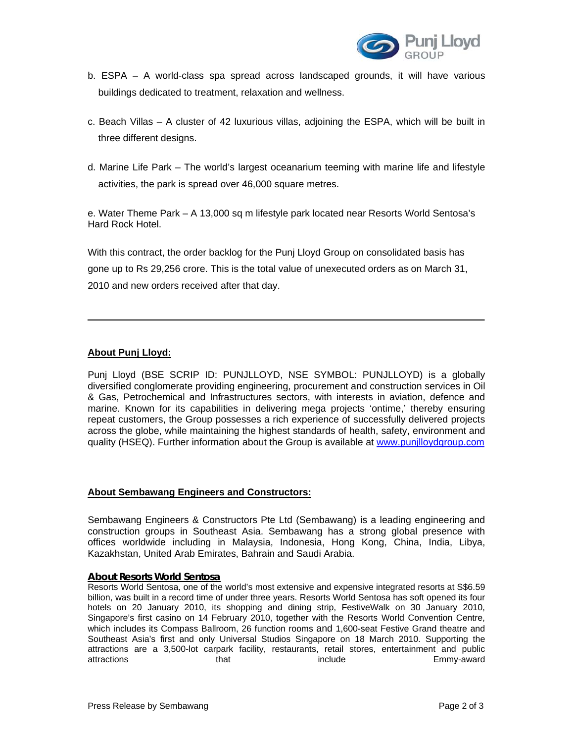b. ESPA – A world-class spa spread across landscaped grounds, it will have various buildings dedicated to treatment, relaxation and wellness.

c. Beach Villas – A cluster of 42 luxurious villas, adjoining the ESPA, which will be built in three different designs.

d. Marine Life Park – The world's largest oceanarium teeming with marine life and lifestyle activities, the park is spread over 46,000 square metres.

e. Water Theme Park – A 13,000 sq m lifestyle park located near Resorts World Sentosa's Hard Rock Hotel.

With this contract, the order backlog for the Punj Lloyd Group on consolidated basis has gone up to Rs 29,256 crore. This is the total value of unexecuted orders as on March 31, 2010 and new orders received after that day.

---

**About Punj Lloyd:**

Punj Lloyd (BSE SCRIP ID: PUNJLLOYD, NSE SYMBOL: PUNJLLOYD) is a globally diversified conglomerate providing engineering, procurement and construction services in Oil & Gas, Petrochemical and Infrastructures sectors, with interests in aviation, defence and marine. Known for its capabilities in delivering mega projects 'ontime,' thereby ensuring repeat customers, the Group possesses a rich experience of successfully delivered projects across the globe, while maintaining the highest standards of health, safety, environment and quality (HSEQ). Further information about the Group is available at [www.punjlloydgroup.com](http://www.punjlloydgroup.com)

**About Sembawang Engineers and Constructors:**

Sembawang Engineers & Constructors Pte Ltd (Sembawang) is a leading engineering and construction groups in Southeast Asia. Sembawang has a strong global presence with offices worldwide including in Malaysia, Indonesia, Hong Kong, China, India, Libya, Kazakhstan, United Arab Emirates, Bahrain and Saudi Arabia.

**About Resorts World Sentosa**

Resorts World Sentosa, one of the world's most extensive and expensive integrated resorts at S$6.59 billion, was built in a record time of under three years. Resorts World Sentosa has soft opened its four hotels on 20 January 2010, its shopping and dining strip, FestiveWalk on 30 January 2010, Singapore's first casino on 14 February 2010, together with the Resorts World Convention Centre, which includes its Compass Ballroom, 26 function rooms and 1,600-seat Festive Grand theatre and Southeast Asia's first and only Universal Studios Singapore on 18 March 2010. Supporting the attractions are a 3,500-lot carpark facility, restaurants, retail stores, entertainment and public attractions that include Emmy-award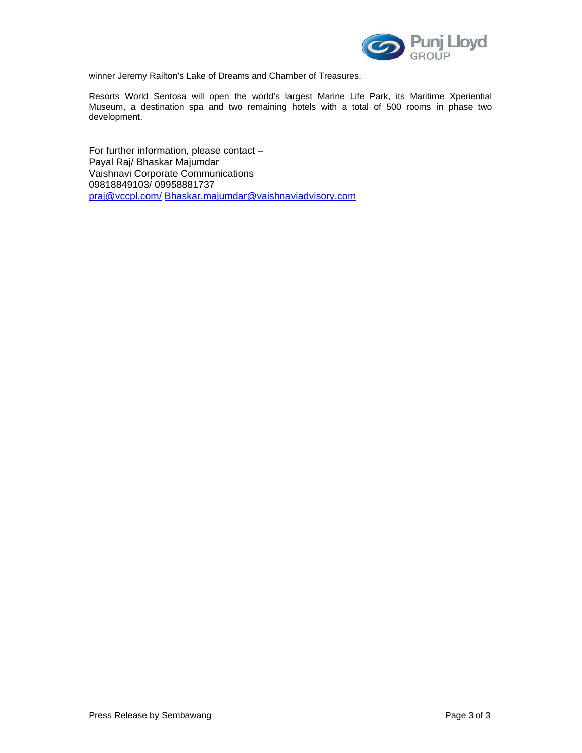winner Jeremy Railton's Lake of Dreams and Chamber of Treasures.

Resorts World Sentosa will open the world's largest Marine Life Park, its Maritime Xperiential Museum, a destination spa and two remaining hotels with a total of 500 rooms in phase two development.

For further information, please contact –
Payal Raj/ Bhaskar Majumdar
Vaishnavi Corporate Communications
09818849103/ 09958881737
praj@vccpl.com/ Bhaskar.majumdar@vaishnaviadvisory.com